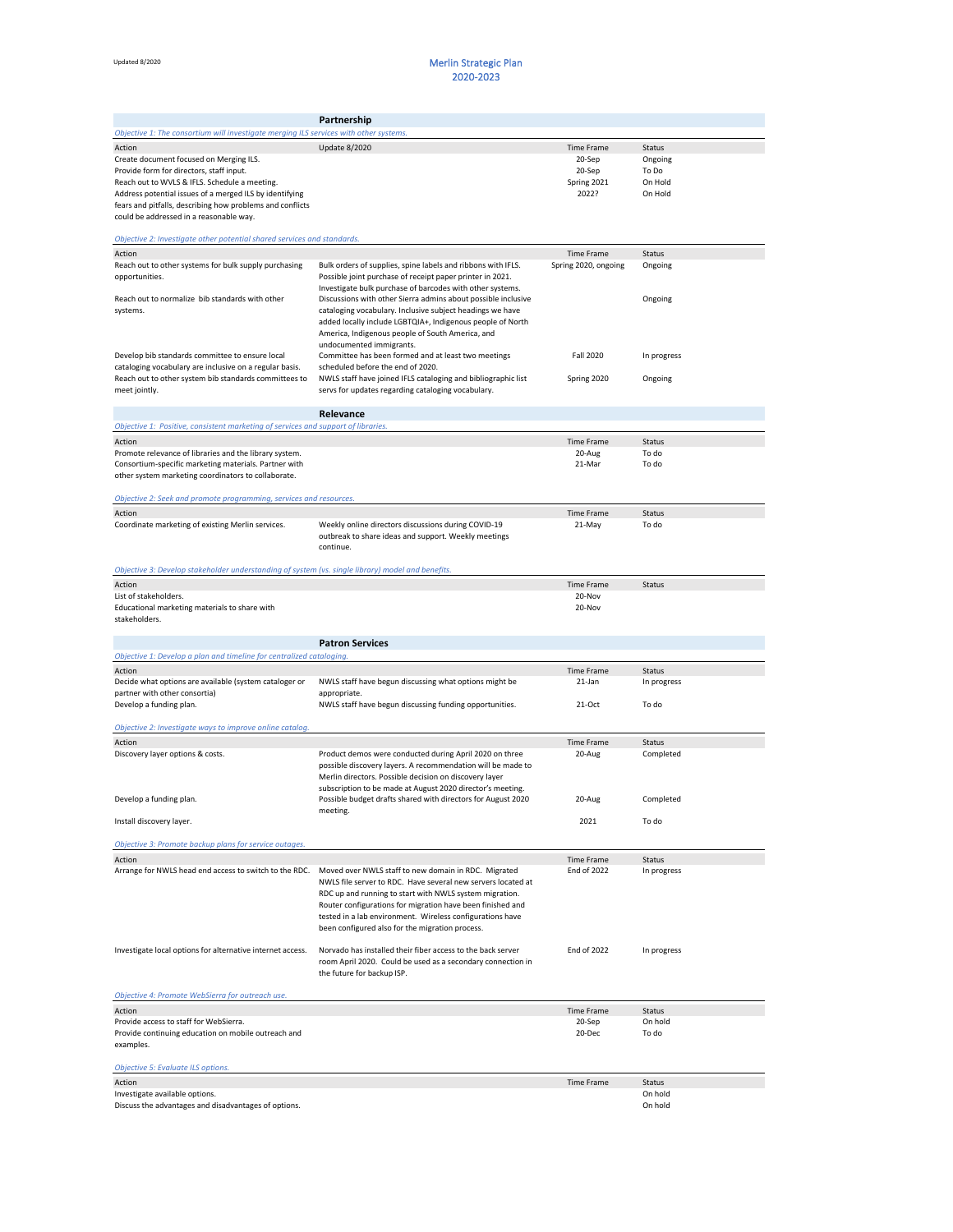Updated 8/2020

# Merlin Strategic Plan
# 2020-2023

## Partnership

*Objective 1: The consortium will investigate merging ILS services with other systems.*

| Action | Update 8/2020 | Time Frame | Status |
|---|---|---|---|
| Create document focused on Merging ILS. | | 20-Sep | Ongoing |
| Provide form for directors, staff input. | | 20-Sep | To Do |
| Reach out to WVLS & IFLS. Schedule a meeting. | | Spring 2021 | On Hold |
| Address potential issues of a merged ILS by identifying fears and pitfalls, describing how problems and conflicts could be addressed in a reasonable way. | | 2022? | On Hold |

*Objective 2: Investigate other potential shared services and standards.*

| Action | | Time Frame | Status |
|---|---|---|---|
| Reach out to other systems for bulk supply purchasing opportunities. | Bulk orders of supplies, spine labels and ribbons with IFLS. Possible joint purchase of receipt paper printer in 2021. Investigate bulk purchase of barcodes with other systems. | Spring 2020, ongoing | Ongoing |
| Reach out to normalize bib standards with other systems. | Discussions with other Sierra admins about possible inclusive cataloging vocabulary. Inclusive subject headings we have added locally include LGBTQIA+, Indigenous people of North America, Indigenous people of South America, and undocumented immigrants. | | Ongoing |
| Develop bib standards committee to ensure local cataloging vocabulary are inclusive on a regular basis. | Committee has been formed and at least two meetings scheduled before the end of 2020. | Fall 2020 | In progress |
| Reach out to other system bib standards committees to meet jointly. | NWLS staff have joined IFLS cataloging and bibliographic list servs for updates regarding cataloging vocabulary. | Spring 2020 | Ongoing |

## Relevance

*Objective 1: Positive, consistent marketing of services and support of libraries.*

| Action | | Time Frame | Status |
|---|---|---|---|
| Promote relevance of libraries and the library system. | | 20-Aug | To do |
| Consortium-specific marketing materials. Partner with other system marketing coordinators to collaborate. | | 21-Mar | To do |

*Objective 2: Seek and promote programming, services and resources.*

| Action | | Time Frame | Status |
|---|---|---|---|
| Coordinate marketing of existing Merlin services. | Weekly online directors discussions during COVID-19 outbreak to share ideas and support. Weekly meetings continue. | 21-May | To do |

*Objective 3: Develop stakeholder understanding of system (vs. single library) model and benefits.*

| Action | | Time Frame | Status |
|---|---|---|---|
| List of stakeholders. | | 20-Nov | |
| Educational marketing materials to share with stakeholders. | | 20-Nov | |

## Patron Services

*Objective 1: Develop a plan and timeline for centralized cataloging.*

| Action | | Time Frame | Status |
|---|---|---|---|
| Decide what options are available (system cataloger or partner with other consortia) | NWLS staff have begun discussing what options might be appropriate. | 21-Jan | In progress |
| Develop a funding plan. | NWLS staff have begun discussing funding opportunities. | 21-Oct | To do |

*Objective 2: Investigate ways to improve online catalog.*

| Action | | Time Frame | Status |
|---|---|---|---|
| Discovery layer options & costs. | Product demos were conducted during April 2020 on three possible discovery layers. A recommendation will be made to Merlin directors. Possible decision on discovery layer subscription to be made at August 2020 director's meeting. | 20-Aug | Completed |
| Develop a funding plan. | Possible budget drafts shared with directors for August 2020 meeting. | 20-Aug | Completed |
| Install discovery layer. | | 2021 | To do |

*Objective 3: Promote backup plans for service outages.*

| Action | | Time Frame | Status |
|---|---|---|---|
| Arrange for NWLS head end access to switch to the RDC. | Moved over NWLS staff to new domain in RDC. Migrated NWLS file server to RDC. Have several new servers located at RDC up and running to start with NWLS system migration. Router configurations for migration have been finished and tested in a lab environment. Wireless configurations have been configured also for the migration process. | End of 2022 | In progress |
| Investigate local options for alternative internet access. | Norvado has installed their fiber access to the back server room April 2020. Could be used as a secondary connection in the future for backup ISP. | End of 2022 | In progress |

*Objective 4: Promote WebSierra for outreach use.*

| Action | | Time Frame | Status |
|---|---|---|---|
| Provide access to staff for WebSierra. | | 20-Sep | On hold |
| Provide continuing education on mobile outreach and examples. | | 20-Dec | To do |

*Objective 5: Evaluate ILS options.*

| Action | | Time Frame | Status |
|---|---|---|---|
| Investigate available options. | | | On hold |
| Discuss the advantages and disadvantages of options. | | | On hold |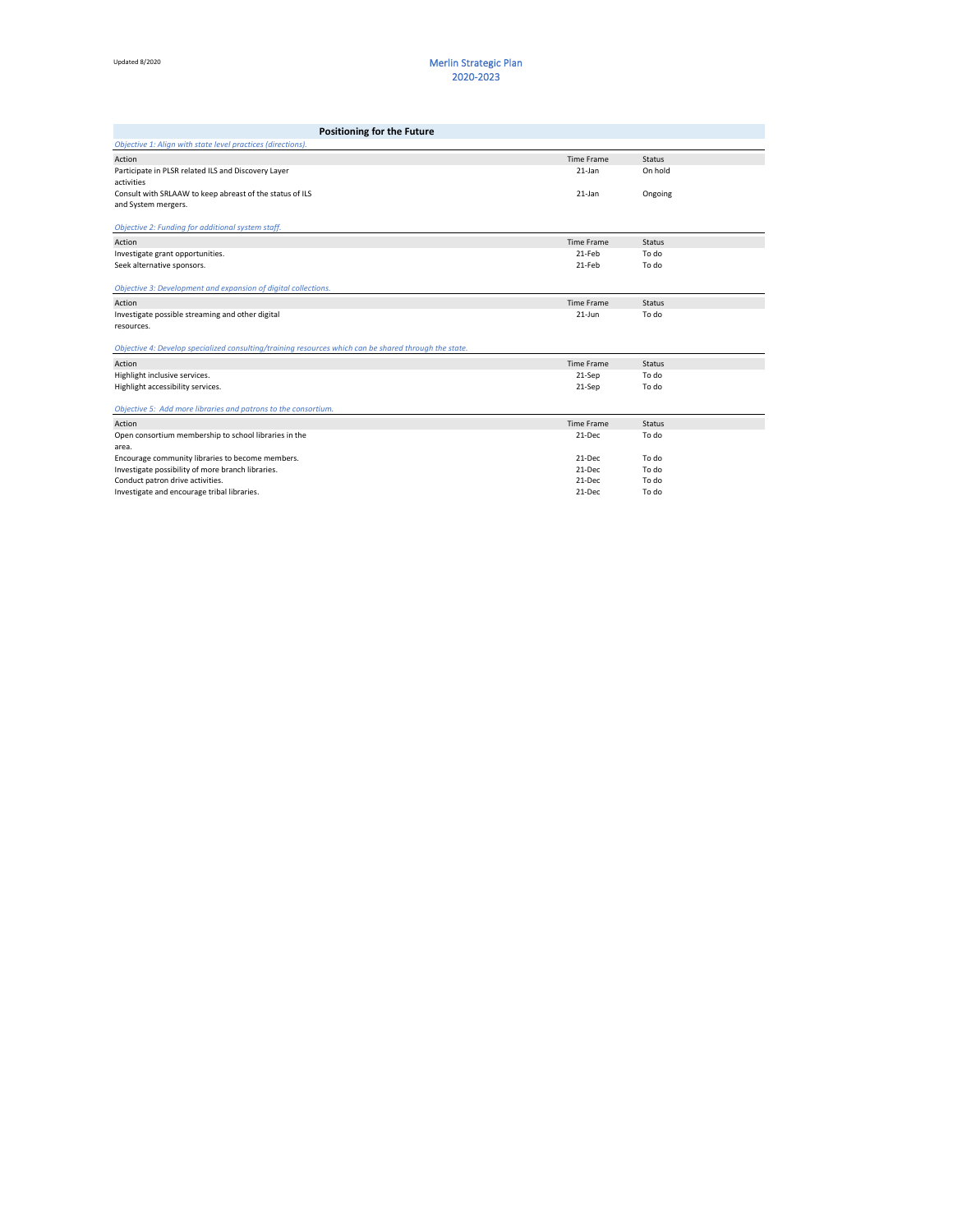Updated 8/2020

# Merlin Strategic Plan
# 2020-2023

## Positioning for the Future

*Objective 1: Align with state level practices (directions).*

| Action | Time Frame | Status |
|---|---|---|
| Participate in PLSR related ILS and Discovery Layer activities | 21-Jan | On hold |
| Consult with SRLAAW to keep abreast of the status of ILS and System mergers. | 21-Jan | Ongoing |

*Objective 2: Funding for additional system staff.*

| Action | Time Frame | Status |
|---|---|---|
| Investigate grant opportunities. | 21-Feb | To do |
| Seek alternative sponsors. | 21-Feb | To do |

*Objective 3: Development and expansion of digital collections.*

| Action | Time Frame | Status |
|---|---|---|
| Investigate possible streaming and other digital resources. | 21-Jun | To do |

*Objective 4: Develop specialized consulting/training resources which can be shared through the state.*

| Action | Time Frame | Status |
|---|---|---|
| Highlight inclusive services. | 21-Sep | To do |
| Highlight accessibility services. | 21-Sep | To do |

*Objective 5: Add more libraries and patrons to the consortium.*

| Action | Time Frame | Status |
|---|---|---|
| Open consortium membership to school libraries in the area. | 21-Dec | To do |
| Encourage community libraries to become members. | 21-Dec | To do |
| Investigate possibility of more branch libraries. | 21-Dec | To do |
| Conduct patron drive activities. | 21-Dec | To do |
| Investigate and encourage tribal libraries. | 21-Dec | To do |